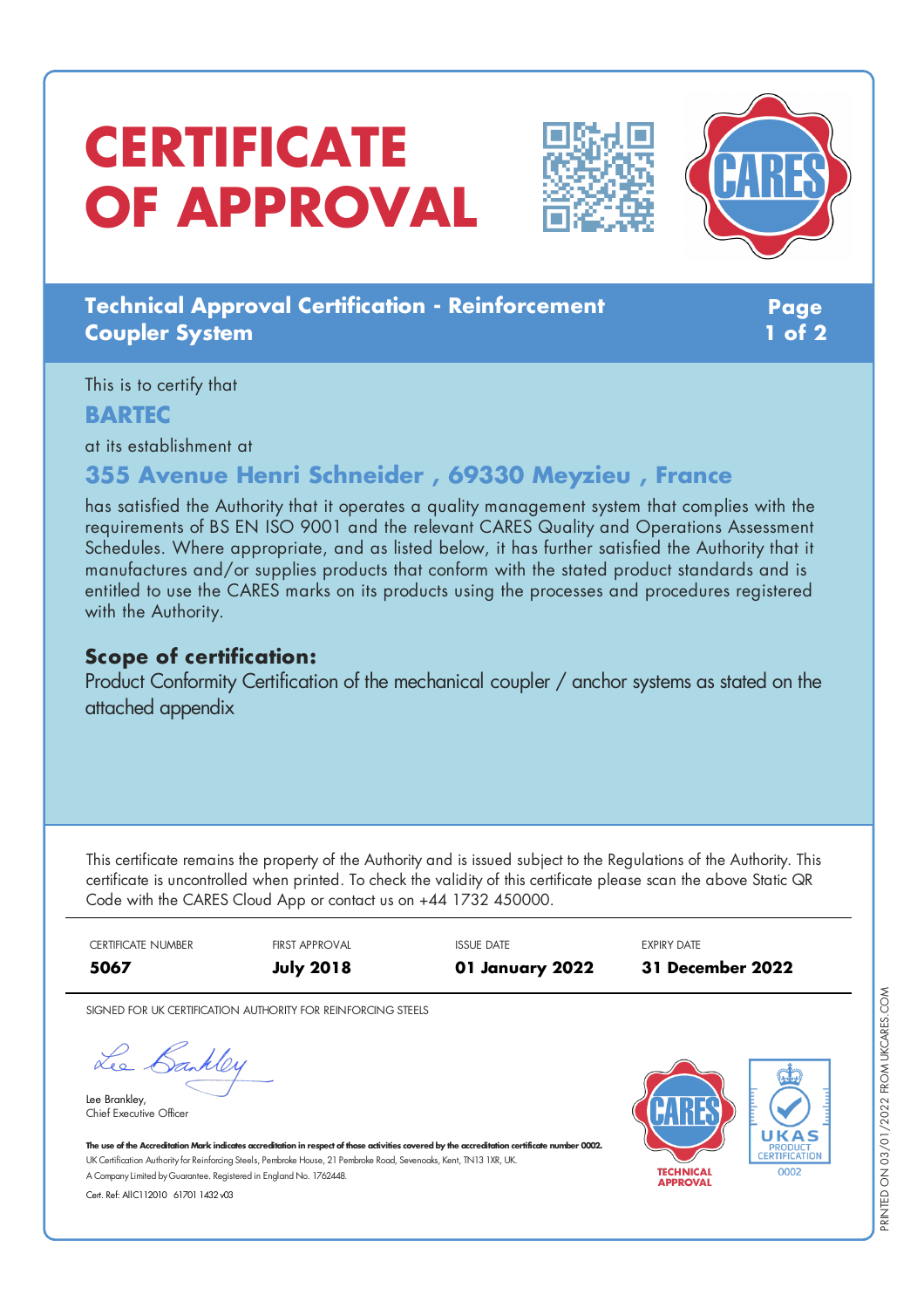# CERTIFICATE OF APPROVAL

## Technical Approval Certification - Reinforcement Coupler System

This is to certify that

**BARTEC**

at its establishment at

**355 Avenue Henri Schneider , 69330 Meyzieu , France**

has satisfied the Authority that it operates a quality management system that complies with the requirements of BS EN ISO 9001 and the relevant CARES Quality and Operations Assessment Schedules. Where appropriate, and as listed below, it has further satisfied the Authority that it manufactures and/or supplies products that conform with the stated product standards and is entitled to use the CARES marks on its products using the processes and procedures registered with the Authority.

### Scope of certification:

Product Conformity Certification of the mechanical coupler / anchor systems as stated on the attached appendix

This certificate remains the property of the Authority and is issued subject to the Regulations of the Authority. This certificate is uncontrolled when printed. To check the validity of this certificate please scan the above Static QR Code with the CARES Cloud App or contact us on +44 1732 450000.

| CERTIFICATE NUMBER | FIRST APPROVAL | ISSUE DATE | EXPIRY DATE |
|---|---|---|---|
| **5067** | **July 2018** | **01 January 2022** | **31 December 2022** |

SIGNED FOR UK CERTIFICATION AUTHORITY FOR REINFORCING STEELS

Lee Brankley,
Chief Executive Officer

**The use of the Accreditation Mark indicates accreditation in respect of those activities covered by the accreditation certificate number 0002.**
UK Certification Authority for Reinforcing Steels, Pembroke House, 21 Pembroke Road, Sevenoaks, Kent, TN13 1XR, UK.
A Company Limited by Guarantee. Registered in England No. 1762448.
Cert. Ref: AIIC112010 61701 1432 v03

CARES TECHNICAL APPROVAL

UKAS PRODUCT CERTIFICATION 0002

PRINTED ON 03/01/2022 FROM UKCARES.COM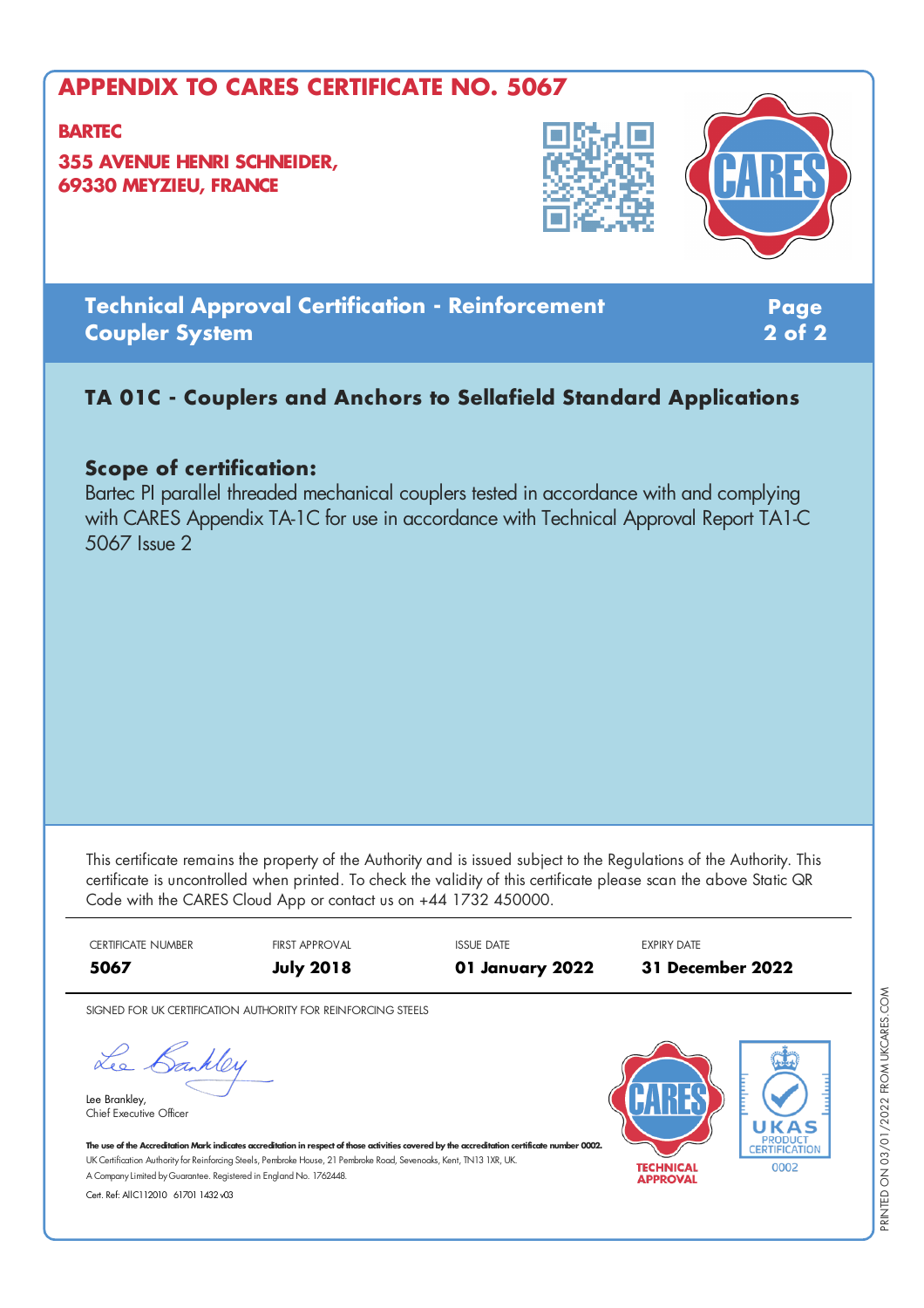# APPENDIX TO CARES CERTIFICATE NO. 5067

**BARTEC**

**355 AVENUE HENRI SCHNEIDER,**
**69330 MEYZIEU, FRANCE**

## Technical Approval Certification - Reinforcement Coupler System

**Page 2 of 2**

### TA 01C - Couplers and Anchors to Sellafield Standard Applications

**Scope of certification:**

Bartec PI parallel threaded mechanical couplers tested in accordance with and complying with CARES Appendix TA-1C for use in accordance with Technical Approval Report TA1-C 5067 Issue 2

This certificate remains the property of the Authority and is issued subject to the Regulations of the Authority. This certificate is uncontrolled when printed. To check the validity of this certificate please scan the above Static QR Code with the CARES Cloud App or contact us on +44 1732 450000.

| CERTIFICATE NUMBER | FIRST APPROVAL | ISSUE DATE | EXPIRY DATE |
|---|---|---|---|
| **5067** | **July 2018** | **01 January 2022** | **31 December 2022** |

SIGNED FOR UK CERTIFICATION AUTHORITY FOR REINFORCING STEELS

Lee Brankley,
Chief Executive Officer

**The use of the Accreditation Mark indicates accreditation in respect of those activities covered by the accreditation certificate number 0002.**
UK Certification Authority for Reinforcing Steels, Pembroke House, 21 Pembroke Road, Sevenoaks, Kent, TN13 1XR, UK.
A Company Limited by Guarantee. Registered in England No. 1762448.
Cert. Ref: AIIC112010 61701 1432 v03

TECHNICAL APPROVAL

UKAS PRODUCT CERTIFICATION 0002

PRINTED ON 03/01/2022 FROM UKCARES.COM